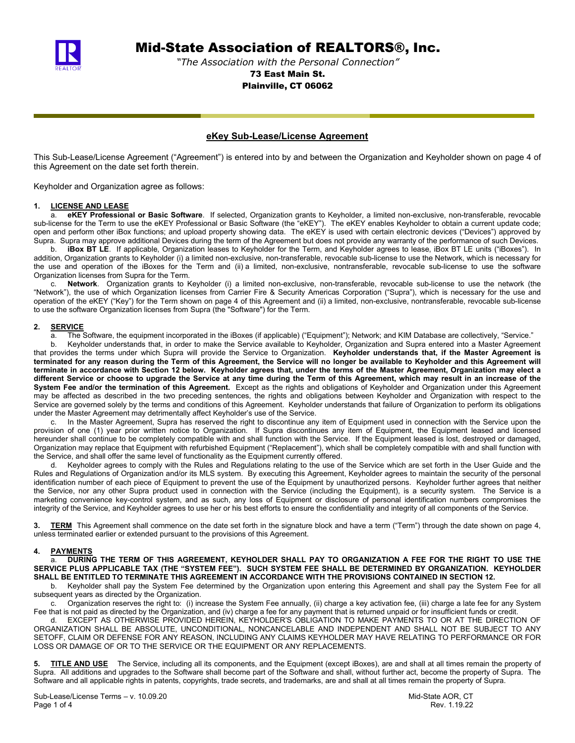# Mid-State Association of REALTORS®, Inc.

*"The Association with the Personal Connection"*

**73 East Main St.**
**Plainville, CT 06062**

## eKey Sub-Lease/License Agreement

This Sub-Lease/License Agreement ("Agreement") is entered into by and between the Organization and Keyholder shown on page 4 of this Agreement on the date set forth therein.

Keyholder and Organization agree as follows:

**1. LICENSE AND LEASE**

a. **eKEY Professional or Basic Software**. If selected, Organization grants to Keyholder, a limited non-exclusive, non-transferable, revocable sub-license for the Term to use the eKEY Professional or Basic Software (the "eKEY"). The eKEY enables Keyholder to obtain a current update code; open and perform other iBox functions; and upload property showing data. The eKEY is used with certain electronic devices ("Devices") approved by Supra. Supra may approve additional Devices during the term of the Agreement but does not provide any warranty of the performance of such Devices.

b. **iBox BT LE**. If applicable, Organization leases to Keyholder for the Term, and Keyholder agrees to lease, iBox BT LE units ("iBoxes"). In addition, Organization grants to Keyholder (i) a limited non-exclusive, non-transferable, revocable sub-license to use the Network, which is necessary for the use and operation of the iBoxes for the Term and (ii) a limited, non-exclusive, nontransferable, revocable sub-license to use the software Organization licenses from Supra for the Term.

c. **Network**. Organization grants to Keyholder (i) a limited non-exclusive, non-transferable, revocable sub-license to use the network (the "Network"), the use of which Organization licenses from Carrier Fire & Security Americas Corporation ("Supra"), which is necessary for the use and operation of the eKEY ("Key") for the Term shown on page 4 of this Agreement and (ii) a limited, non-exclusive, nontransferable, revocable sub-license to use the software Organization licenses from Supra (the "Software") for the Term.

**2. SERVICE**

a. The Software, the equipment incorporated in the iBoxes (if applicable) ("Equipment"); Network; and KIM Database are collectively, "Service."

b. Keyholder understands that, in order to make the Service available to Keyholder, Organization and Supra entered into a Master Agreement that provides the terms under which Supra will provide the Service to Organization. **Keyholder understands that, if the Master Agreement is terminated for any reason during the Term of this Agreement, the Service will no longer be available to Keyholder and this Agreement will terminate in accordance with Section 12 below. Keyholder agrees that, under the terms of the Master Agreement, Organization may elect a different Service or choose to upgrade the Service at any time during the Term of this Agreement, which may result in an increase of the System Fee and/or the termination of this Agreement.** Except as the rights and obligations of Keyholder and Organization under this Agreement may be affected as described in the two preceding sentences, the rights and obligations between Keyholder and Organization with respect to the Service are governed solely by the terms and conditions of this Agreement. Keyholder understands that failure of Organization to perform its obligations under the Master Agreement may detrimentally affect Keyholder's use of the Service.

c. In the Master Agreement, Supra has reserved the right to discontinue any item of Equipment used in connection with the Service upon the provision of one (1) year prior written notice to Organization. If Supra discontinues any item of Equipment, the Equipment leased and licensed hereunder shall continue to be completely compatible with and shall function with the Service. If the Equipment leased is lost, destroyed or damaged, Organization may replace that Equipment with refurbished Equipment ("Replacement"), which shall be completely compatible with and shall function with the Service, and shall offer the same level of functionality as the Equipment currently offered.

d. Keyholder agrees to comply with the Rules and Regulations relating to the use of the Service which are set forth in the User Guide and the Rules and Regulations of Organization and/or its MLS system. By executing this Agreement, Keyholder agrees to maintain the security of the personal identification number of each piece of Equipment to prevent the use of the Equipment by unauthorized persons. Keyholder further agrees that neither the Service, nor any other Supra product used in connection with the Service (including the Equipment), is a security system. The Service is a marketing convenience key-control system, and as such, any loss of Equipment or disclosure of personal identification numbers compromises the integrity of the Service, and Keyholder agrees to use her or his best efforts to ensure the confidentiality and integrity of all components of the Service.

**3. TERM** This Agreement shall commence on the date set forth in the signature block and have a term ("Term") through the date shown on page 4, unless terminated earlier or extended pursuant to the provisions of this Agreement.

**4. PAYMENTS**

a. **DURING THE TERM OF THIS AGREEMENT, KEYHOLDER SHALL PAY TO ORGANIZATION A FEE FOR THE RIGHT TO USE THE SERVICE PLUS APPLICABLE TAX (THE "SYSTEM FEE"). SUCH SYSTEM FEE SHALL BE DETERMINED BY ORGANIZATION. KEYHOLDER SHALL BE ENTITLED TO TERMINATE THIS AGREEMENT IN ACCORDANCE WITH THE PROVISIONS CONTAINED IN SECTION 12.**

b. Keyholder shall pay the System Fee determined by the Organization upon entering this Agreement and shall pay the System Fee for all subsequent years as directed by the Organization.

c. Organization reserves the right to: (i) increase the System Fee annually, (ii) charge a key activation fee, (iii) charge a late fee for any System Fee that is not paid as directed by the Organization, and (iv) charge a fee for any payment that is returned unpaid or for insufficient funds or credit.

d. EXCEPT AS OTHERWISE PROVIDED HEREIN, KEYHOLDER'S OBLIGATION TO MAKE PAYMENTS TO OR AT THE DIRECTION OF ORGANIZATION SHALL BE ABSOLUTE, UNCONDITIONAL, NONCANCELABLE AND INDEPENDENT AND SHALL NOT BE SUBJECT TO ANY SETOFF, CLAIM OR DEFENSE FOR ANY REASON, INCLUDING ANY CLAIMS KEYHOLDER MAY HAVE RELATING TO PERFORMANCE OR FOR LOSS OR DAMAGE OF OR TO THE SERVICE OR THE EQUIPMENT OR ANY REPLACEMENTS.

**5. TITLE AND USE** The Service, including all its components, and the Equipment (except iBoxes), are and shall at all times remain the property of Supra. All additions and upgrades to the Software shall become part of the Software and shall, without further act, become the property of Supra. The Software and all applicable rights in patents, copyrights, trade secrets, and trademarks, are and shall at all times remain the property of Supra.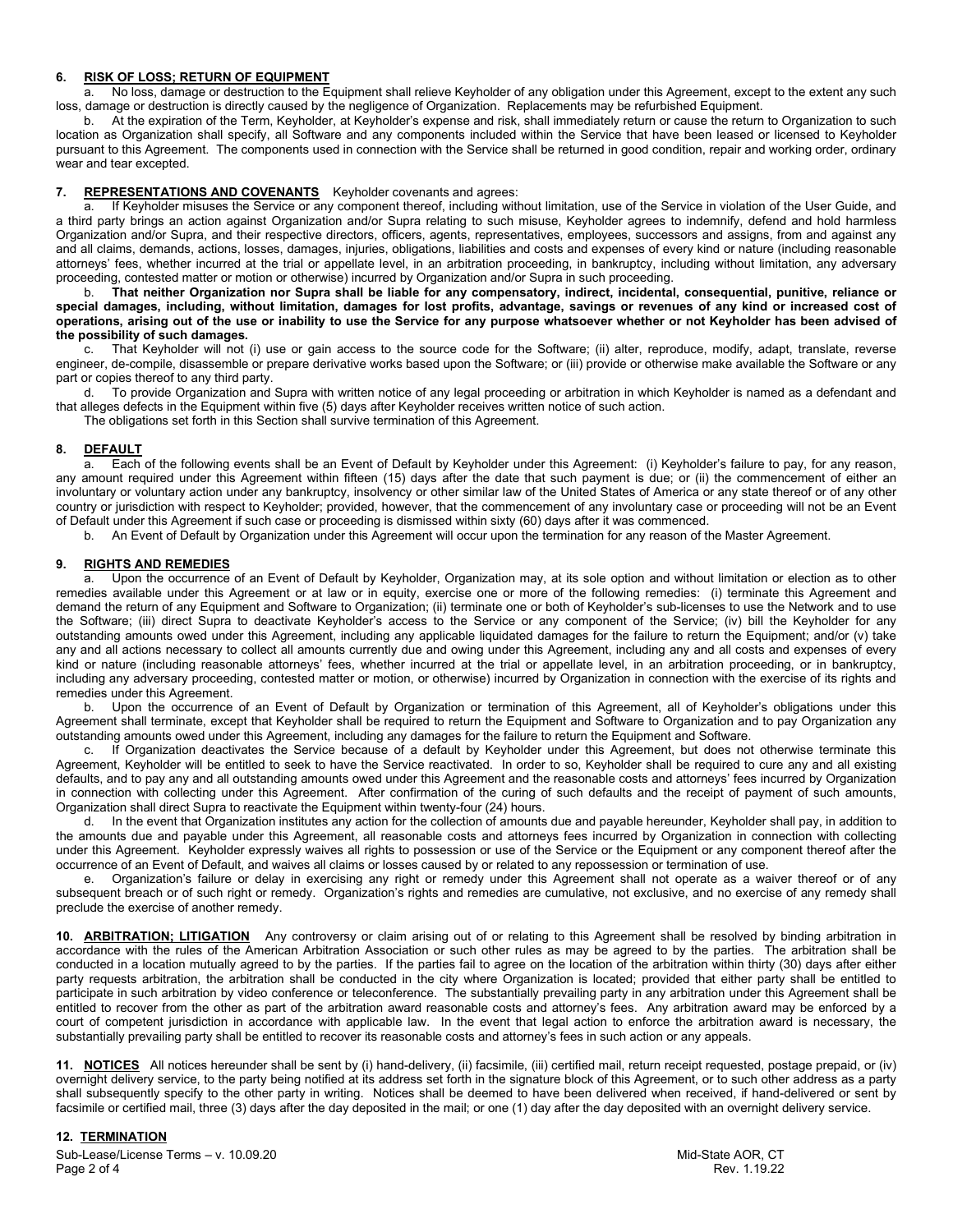## 6. RISK OF LOSS; RETURN OF EQUIPMENT

a. No loss, damage or destruction to the Equipment shall relieve Keyholder of any obligation under this Agreement, except to the extent any such loss, damage or destruction is directly caused by the negligence of Organization. Replacements may be refurbished Equipment.

b. At the expiration of the Term, Keyholder, at Keyholder's expense and risk, shall immediately return or cause the return to Organization to such location as Organization shall specify, all Software and any components included within the Service that have been leased or licensed to Keyholder pursuant to this Agreement. The components used in connection with the Service shall be returned in good condition, repair and working order, ordinary wear and tear excepted.

## 7. REPRESENTATIONS AND COVENANTS

Keyholder covenants and agrees:

a. If Keyholder misuses the Service or any component thereof, including without limitation, use of the Service in violation of the User Guide, and a third party brings an action against Organization and/or Supra relating to such misuse, Keyholder agrees to indemnify, defend and hold harmless Organization and/or Supra, and their respective directors, officers, agents, representatives, employees, successors and assigns, from and against any and all claims, demands, actions, losses, damages, injuries, obligations, liabilities and costs and expenses of every kind or nature (including reasonable attorneys' fees, whether incurred at the trial or appellate level, in an arbitration proceeding, in bankruptcy, including without limitation, any adversary proceeding, contested matter or motion or otherwise) incurred by Organization and/or Supra in such proceeding.

b. **That neither Organization nor Supra shall be liable for any compensatory, indirect, incidental, consequential, punitive, reliance or special damages, including, without limitation, damages for lost profits, advantage, savings or revenues of any kind or increased cost of operations, arising out of the use or inability to use the Service for any purpose whatsoever whether or not Keyholder has been advised of the possibility of such damages.**

c. That Keyholder will not (i) use or gain access to the source code for the Software; (ii) alter, reproduce, modify, adapt, translate, reverse engineer, de-compile, disassemble or prepare derivative works based upon the Software; or (iii) provide or otherwise make available the Software or any part or copies thereof to any third party.

d. To provide Organization and Supra with written notice of any legal proceeding or arbitration in which Keyholder is named as a defendant and that alleges defects in the Equipment within five (5) days after Keyholder receives written notice of such action.

The obligations set forth in this Section shall survive termination of this Agreement.

## 8. DEFAULT

a. Each of the following events shall be an Event of Default by Keyholder under this Agreement: (i) Keyholder's failure to pay, for any reason, any amount required under this Agreement within fifteen (15) days after the date that such payment is due; or (ii) the commencement of either an involuntary or voluntary action under any bankruptcy, insolvency or other similar law of the United States of America or any state thereof or of any other country or jurisdiction with respect to Keyholder; provided, however, that the commencement of any involuntary case or proceeding will not be an Event of Default under this Agreement if such case or proceeding is dismissed within sixty (60) days after it was commenced.

b. An Event of Default by Organization under this Agreement will occur upon the termination for any reason of the Master Agreement.

## 9. RIGHTS AND REMEDIES

a. Upon the occurrence of an Event of Default by Keyholder, Organization may, at its sole option and without limitation or election as to other remedies available under this Agreement or at law or in equity, exercise one or more of the following remedies: (i) terminate this Agreement and demand the return of any Equipment and Software to Organization; (ii) terminate one or both of Keyholder's sub-licenses to use the Network and to use the Software; (iii) direct Supra to deactivate Keyholder's access to the Service or any component of the Service; (iv) bill the Keyholder for any outstanding amounts owed under this Agreement, including any applicable liquidated damages for the failure to return the Equipment; and/or (v) take any and all actions necessary to collect all amounts currently due and owing under this Agreement, including any and all costs and expenses of every kind or nature (including reasonable attorneys' fees, whether incurred at the trial or appellate level, in an arbitration proceeding, or in bankruptcy, including any adversary proceeding, contested matter or motion, or otherwise) incurred by Organization in connection with the exercise of its rights and remedies under this Agreement.

b. Upon the occurrence of an Event of Default by Organization or termination of this Agreement, all of Keyholder's obligations under this Agreement shall terminate, except that Keyholder shall be required to return the Equipment and Software to Organization and to pay Organization any outstanding amounts owed under this Agreement, including any damages for the failure to return the Equipment and Software.

c. If Organization deactivates the Service because of a default by Keyholder under this Agreement, but does not otherwise terminate this Agreement, Keyholder will be entitled to seek to have the Service reactivated. In order to so, Keyholder shall be required to cure any and all existing defaults, and to pay any and all outstanding amounts owed under this Agreement and the reasonable costs and attorneys' fees incurred by Organization in connection with collecting under this Agreement. After confirmation of the curing of such defaults and the receipt of payment of such amounts, Organization shall direct Supra to reactivate the Equipment within twenty-four (24) hours.

d. In the event that Organization institutes any action for the collection of amounts due and payable hereunder, Keyholder shall pay, in addition to the amounts due and payable under this Agreement, all reasonable costs and attorneys fees incurred by Organization in connection with collecting under this Agreement. Keyholder expressly waives all rights to possession or use of the Service or the Equipment or any component thereof after the occurrence of an Event of Default, and waives all claims or losses caused by or related to any repossession or termination of use.

e. Organization's failure or delay in exercising any right or remedy under this Agreement shall not operate as a waiver thereof or of any subsequent breach or of such right or remedy. Organization's rights and remedies are cumulative, not exclusive, and no exercise of any remedy shall preclude the exercise of another remedy.

## 10. ARBITRATION; LITIGATION

Any controversy or claim arising out of or relating to this Agreement shall be resolved by binding arbitration in accordance with the rules of the American Arbitration Association or such other rules as may be agreed to by the parties. The arbitration shall be conducted in a location mutually agreed to by the parties. If the parties fail to agree on the location of the arbitration within thirty (30) days after either party requests arbitration, the arbitration shall be conducted in the city where Organization is located; provided that either party shall be entitled to participate in such arbitration by video conference or teleconference. The substantially prevailing party in any arbitration under this Agreement shall be entitled to recover from the other as part of the arbitration award reasonable costs and attorney's fees. Any arbitration award may be enforced by a court of competent jurisdiction in accordance with applicable law. In the event that legal action to enforce the arbitration award is necessary, the substantially prevailing party shall be entitled to recover its reasonable costs and attorney's fees in such action or any appeals.

## 11. NOTICES

All notices hereunder shall be sent by (i) hand-delivery, (ii) facsimile, (iii) certified mail, return receipt requested, postage prepaid, or (iv) overnight delivery service, to the party being notified at its address set forth in the signature block of this Agreement, or to such other address as a party shall subsequently specify to the other party in writing. Notices shall be deemed to have been delivered when received, if hand-delivered or sent by facsimile or certified mail, three (3) days after the day deposited in the mail; or one (1) day after the day deposited with an overnight delivery service.

## 12. TERMINATION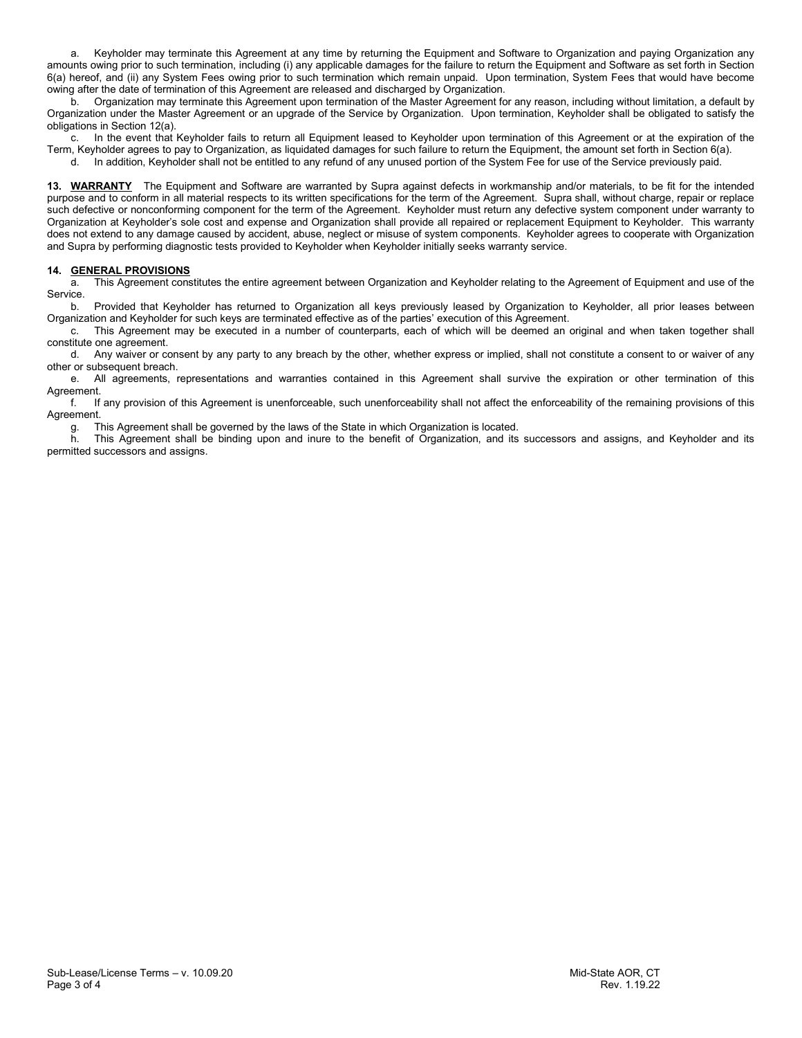a. Keyholder may terminate this Agreement at any time by returning the Equipment and Software to Organization and paying Organization any amounts owing prior to such termination, including (i) any applicable damages for the failure to return the Equipment and Software as set forth in Section 6(a) hereof, and (ii) any System Fees owing prior to such termination which remain unpaid. Upon termination, System Fees that would have become owing after the date of termination of this Agreement are released and discharged by Organization.

b. Organization may terminate this Agreement upon termination of the Master Agreement for any reason, including without limitation, a default by Organization under the Master Agreement or an upgrade of the Service by Organization. Upon termination, Keyholder shall be obligated to satisfy the obligations in Section 12(a).

c. In the event that Keyholder fails to return all Equipment leased to Keyholder upon termination of this Agreement or at the expiration of the Term, Keyholder agrees to pay to Organization, as liquidated damages for such failure to return the Equipment, the amount set forth in Section 6(a).

d. In addition, Keyholder shall not be entitled to any refund of any unused portion of the System Fee for use of the Service previously paid.

**13. <u>WARRANTY</u>** The Equipment and Software are warranted by Supra against defects in workmanship and/or materials, to be fit for the intended purpose and to conform in all material respects to its written specifications for the term of the Agreement. Supra shall, without charge, repair or replace such defective or nonconforming component for the term of the Agreement. Keyholder must return any defective system component under warranty to Organization at Keyholder's sole cost and expense and Organization shall provide all repaired or replacement Equipment to Keyholder. This warranty does not extend to any damage caused by accident, abuse, neglect or misuse of system components. Keyholder agrees to cooperate with Organization and Supra by performing diagnostic tests provided to Keyholder when Keyholder initially seeks warranty service.

**14. <u>GENERAL PROVISIONS</u>**

a. This Agreement constitutes the entire agreement between Organization and Keyholder relating to the Agreement of Equipment and use of the Service.

b. Provided that Keyholder has returned to Organization all keys previously leased by Organization to Keyholder, all prior leases between Organization and Keyholder for such keys are terminated effective as of the parties' execution of this Agreement.

c. This Agreement may be executed in a number of counterparts, each of which will be deemed an original and when taken together shall constitute one agreement.

d. Any waiver or consent by any party to any breach by the other, whether express or implied, shall not constitute a consent to or waiver of any other or subsequent breach.

e. All agreements, representations and warranties contained in this Agreement shall survive the expiration or other termination of this Agreement.

f. If any provision of this Agreement is unenforceable, such unenforceability shall not affect the enforceability of the remaining provisions of this Agreement.

g. This Agreement shall be governed by the laws of the State in which Organization is located.

h. This Agreement shall be binding upon and inure to the benefit of Organization, and its successors and assigns, and Keyholder and its permitted successors and assigns.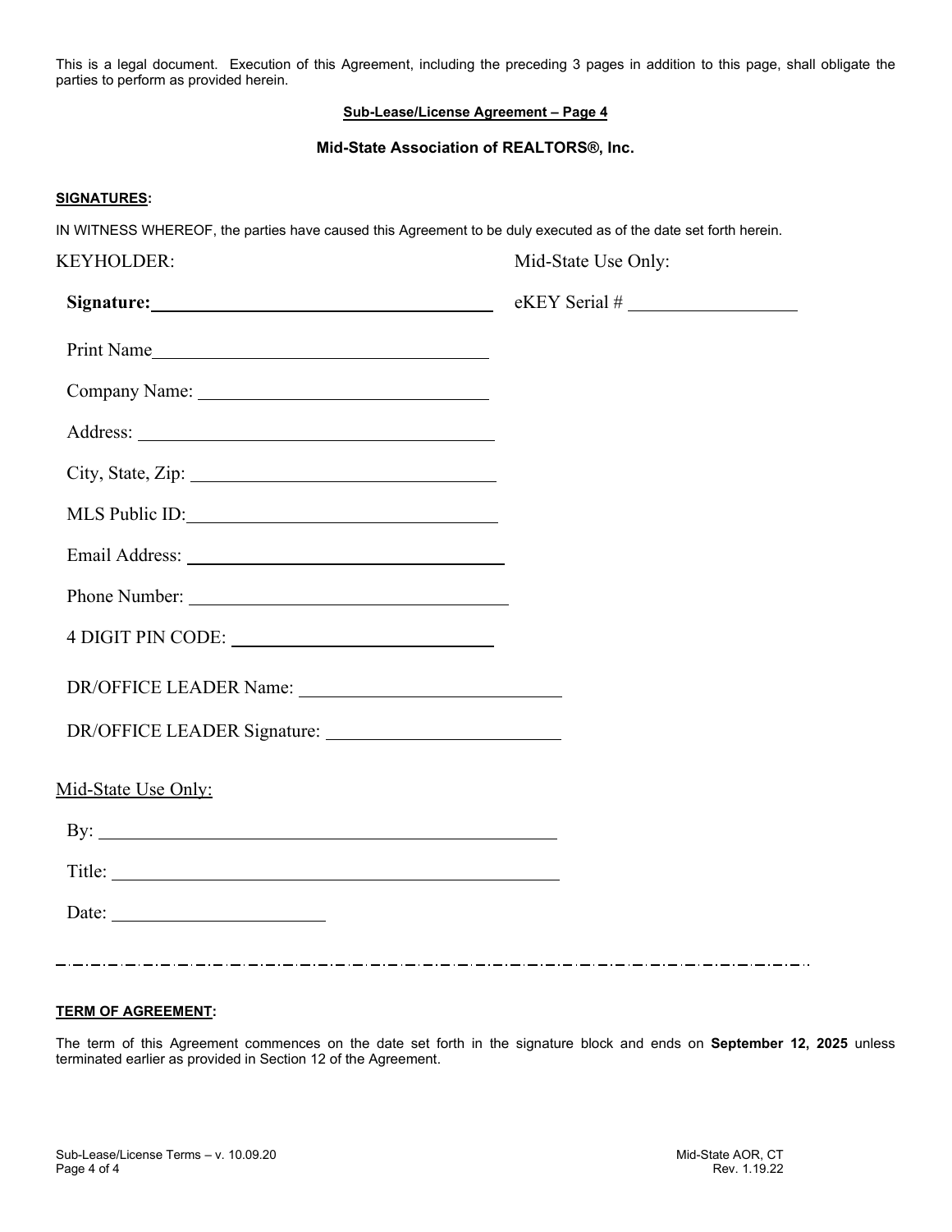This is a legal document. Execution of this Agreement, including the preceding 3 pages in addition to this page, shall obligate the parties to perform as provided herein.

**Sub-Lease/License Agreement – Page 4**

**Mid-State Association of REALTORS®, Inc.**

**SIGNATURES:**

IN WITNESS WHEREOF, the parties have caused this Agreement to be duly executed as of the date set forth herein.

KEYHOLDER:

**Signature:** ______________________________

Print Name ______________________________

Company Name: ______________________________

Address: ______________________________

City, State, Zip: ______________________________

MLS Public ID: ______________________________

Email Address: ______________________________

Phone Number: ______________________________

4 DIGIT PIN CODE: ______________________________

DR/OFFICE LEADER Name: ______________________________

DR/OFFICE LEADER Signature: ______________________________

Mid-State Use Only:

eKEY Serial # ______________________________

Mid-State Use Only:

By: ______________________________

Title: ______________________________

Date: ______________________________

---

**TERM OF AGREEMENT:**

The term of this Agreement commences on the date set forth in the signature block and ends on **September 12, 2025** unless terminated earlier as provided in Section 12 of the Agreement.

Sub-Lease/License Terms – v. 10.09.20

Mid-State AOR, CT
Rev. 1.19.22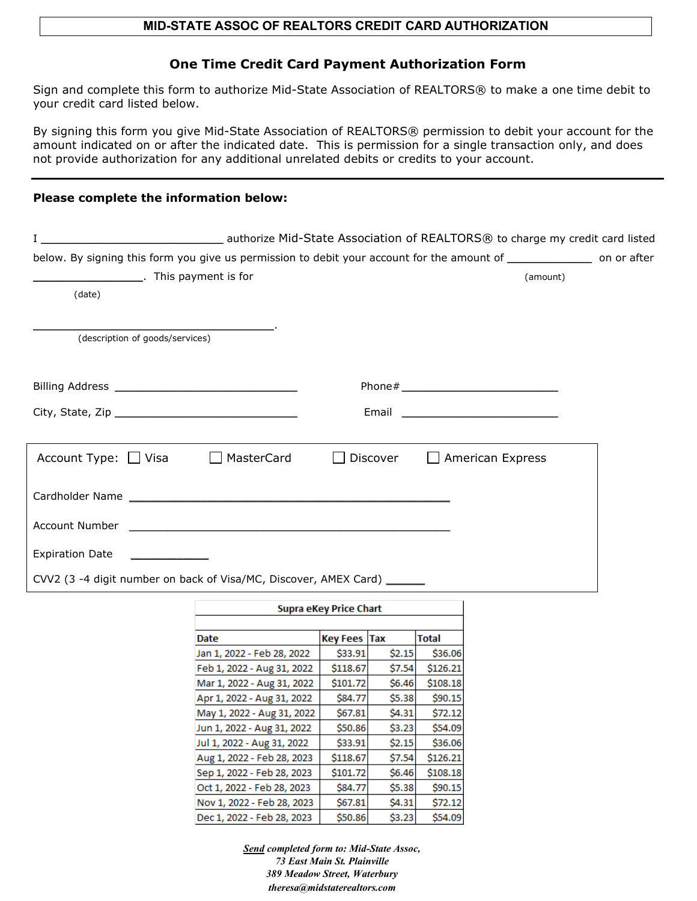# MID-STATE ASSOC OF REALTORS CREDIT CARD AUTHORIZATION

## One Time Credit Card Payment Authorization Form

Sign and complete this form to authorize Mid-State Association of REALTORS® to make a one time debit to your credit card listed below.

By signing this form you give Mid-State Association of REALTORS® permission to debit your account for the amount indicated on or after the indicated date. This is permission for a single transaction only, and does not provide authorization for any additional unrelated debits or credits to your account.

---

**Please complete the information below:**

I ___________________________ authorize Mid-State Association of REALTORS® to charge my credit card listed below. By signing this form you give us permission to debit your account for the amount of _____________ (amount) on or after ________________ (date). This payment is for

____________________________________. (description of goods/services)

Billing Address ____________________________ Phone# _______________________

City, State, Zip ____________________________ Email _______________________

Account Type: ☐ Visa ☐ MasterCard ☐ Discover ☐ American Express

Cardholder Name ________________________________________________

Account Number ________________________________________________

Expiration Date ____________

CVV2 (3 -4 digit number on back of Visa/MC, Discover, AMEX Card) ______

**Supra eKey Price Chart**

| Date | Key Fees | Tax | Total |
|---|---|---|---|
| Jan 1, 2022 - Feb 28, 2022 | $33.91 | $2.15 | $36.06 |
| Feb 1, 2022 - Aug 31, 2022 | $118.67 | $7.54 | $126.21 |
| Mar 1, 2022 - Aug 31, 2022 | $101.72 | $6.46 | $108.18 |
| Apr 1, 2022 - Aug 31, 2022 | $84.77 | $5.38 | $90.15 |
| May 1, 2022 - Aug 31, 2022 | $67.81 | $4.31 | $72.12 |
| Jun 1, 2022 - Aug 31, 2022 | $50.86 | $3.23 | $54.09 |
| Jul 1, 2022 - Aug 31, 2022 | $33.91 | $2.15 | $36.06 |
| Aug 1, 2022 - Feb 28, 2023 | $118.67 | $7.54 | $126.21 |
| Sep 1, 2022 - Feb 28, 2023 | $101.72 | $6.46 | $108.18 |
| Oct 1, 2022 - Feb 28, 2023 | $84.77 | $5.38 | $90.15 |
| Nov 1, 2022 - Feb 28, 2023 | $67.81 | $4.31 | $72.12 |
| Dec 1, 2022 - Feb 28, 2023 | $50.86 | $3.23 | $54.09 |

***Send** completed form to: Mid-State Assoc,*
*73 East Main St. Plainville*
*389 Meadow Street, Waterbury*
*theresa@midstaterealtors.com*